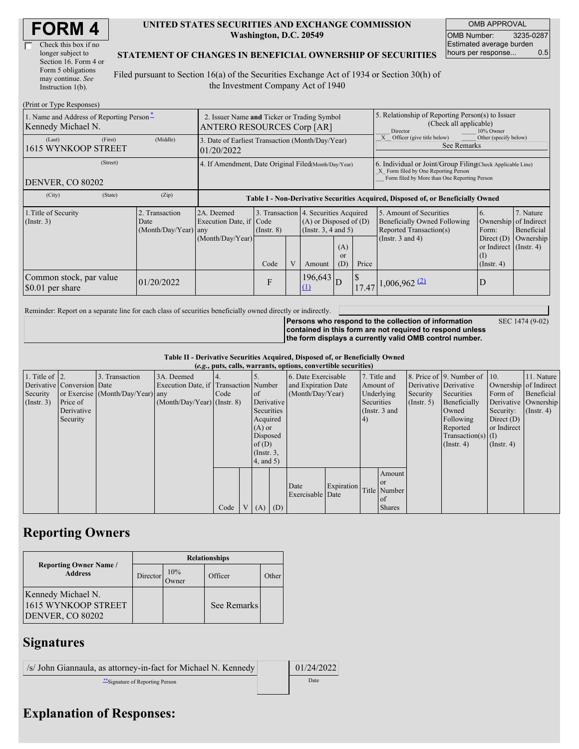# FORM 4

☐ Check this box if no longer subject to Section 16. Form 4 or Form 5 obligations may continue. *See* Instruction 1(b).

**UNITED STATES SECURITIES AND EXCHANGE COMMISSION**
**Washington, D.C. 20549**

**STATEMENT OF CHANGES IN BENEFICIAL OWNERSHIP OF SECURITIES**

Filed pursuant to Section 16(a) of the Securities Exchange Act of 1934 or Section 30(h) of the Investment Company Act of 1940

| OMB APPROVAL | |
|---|---|
| OMB Number: | 3235-0287 |
| Estimated average burden hours per response... | 0.5 |

(Print or Type Responses)

| 1. Name and Address of Reporting Person * | 2. Issuer Name and Ticker or Trading Symbol | 5. Relationship of Reporting Person(s) to Issuer (Check all applicable) |
|---|---|---|
| Kennedy Michael N. | ANTERO RESOURCES Corp [AR] | ___ Director ___ 10% Owner |
| (Last) (First) (Middle) 1615 WYNKOOP STREET | 3. Date of Earliest Transaction (Month/Day/Year) 01/20/2022 | _X_ Officer (give title below) ___ Other (specify below) See Remarks |
| (Street) DENVER, CO 80202 | 4. If Amendment, Date Original Filed (Month/Day/Year) | 6. Individual or Joint/Group Filing (Check Applicable Line) _X_ Form filed by One Reporting Person ___ Form filed by More than One Reporting Person |
| (City) (State) (Zip) | | |

**Table I - Non-Derivative Securities Acquired, Disposed of, or Beneficially Owned**

| 1.Title of Security (Instr. 3) | 2. Transaction Date (Month/Day/Year) | 2A. Deemed Execution Date, if any (Month/Day/Year) | 3. Transaction Code (Instr. 8) | | 4. Securities Acquired (A) or Disposed of (D) (Instr. 3, 4 and 5) | | | 5. Amount of Securities Beneficially Owned Following Reported Transaction(s) (Instr. 3 and 4) | 6. Ownership Form: Direct (D) or Indirect (I) (Instr. 4) | 7. Nature of Indirect Beneficial Ownership (Instr. 4) |
|---|---|---|---|---|---|---|---|---|---|---|
| | | | Code | V | Amount | (A) or (D) | Price | | | |
| Common stock, par value $0.01 per share | 01/20/2022 | | F | | 196,643 (1) | D | $ 17.47 | 1,006,962 (2) | D | |

Reminder: Report on a separate line for each class of securities beneficially owned directly or indirectly.

**Persons who respond to the collection of information contained in this form are not required to respond unless the form displays a currently valid OMB control number.** SEC 1474 (9-02)

**Table II - Derivative Securities Acquired, Disposed of, or Beneficially Owned**
***(e.g., puts, calls, warrants, options, convertible securities)***

| 1. Title of Derivative Security (Instr. 3) | 2. Conversion or Exercise Price of Derivative Security | 3. Transaction Date (Month/Day/Year) | 3A. Deemed Execution Date, if any (Month/Day/Year) | 4. Transaction Code (Instr. 8) | | 5. Number of Derivative Securities Acquired (A) or Disposed of (D) (Instr. 3, 4, and 5) | | 6. Date Exercisable and Expiration Date (Month/Day/Year) | | 7. Title and Amount of Underlying Securities (Instr. 3 and 4) | | 8. Price of Derivative Security (Instr. 5) | 9. Number of Derivative Securities Beneficially Owned Following Reported Transaction(s) (Instr. 4) | 10. Ownership Form of Derivative Security: Direct (D) or Indirect (I) (Instr. 4) | 11. Nature of Indirect Beneficial Ownership (Instr. 4) |
|---|---|---|---|---|---|---|---|---|---|---|---|---|---|---|---|
| | | | | Code | V | (A) | (D) | Date Exercisable | Expiration Date | Title | Amount or Number of Shares | | | | |

## Reporting Owners

| Reporting Owner Name / Address | Relationships | | | |
|---|---|---|---|---|
| | Director | 10% Owner | Officer | Other |
| Kennedy Michael N. 1615 WYNKOOP STREET DENVER, CO 80202 | | | See Remarks | |

## Signatures

| /s/ John Giannaula, as attorney-in-fact for Michael N. Kennedy | 01/24/2022 |
|---|---|
| ** Signature of Reporting Person | Date |

## Explanation of Responses: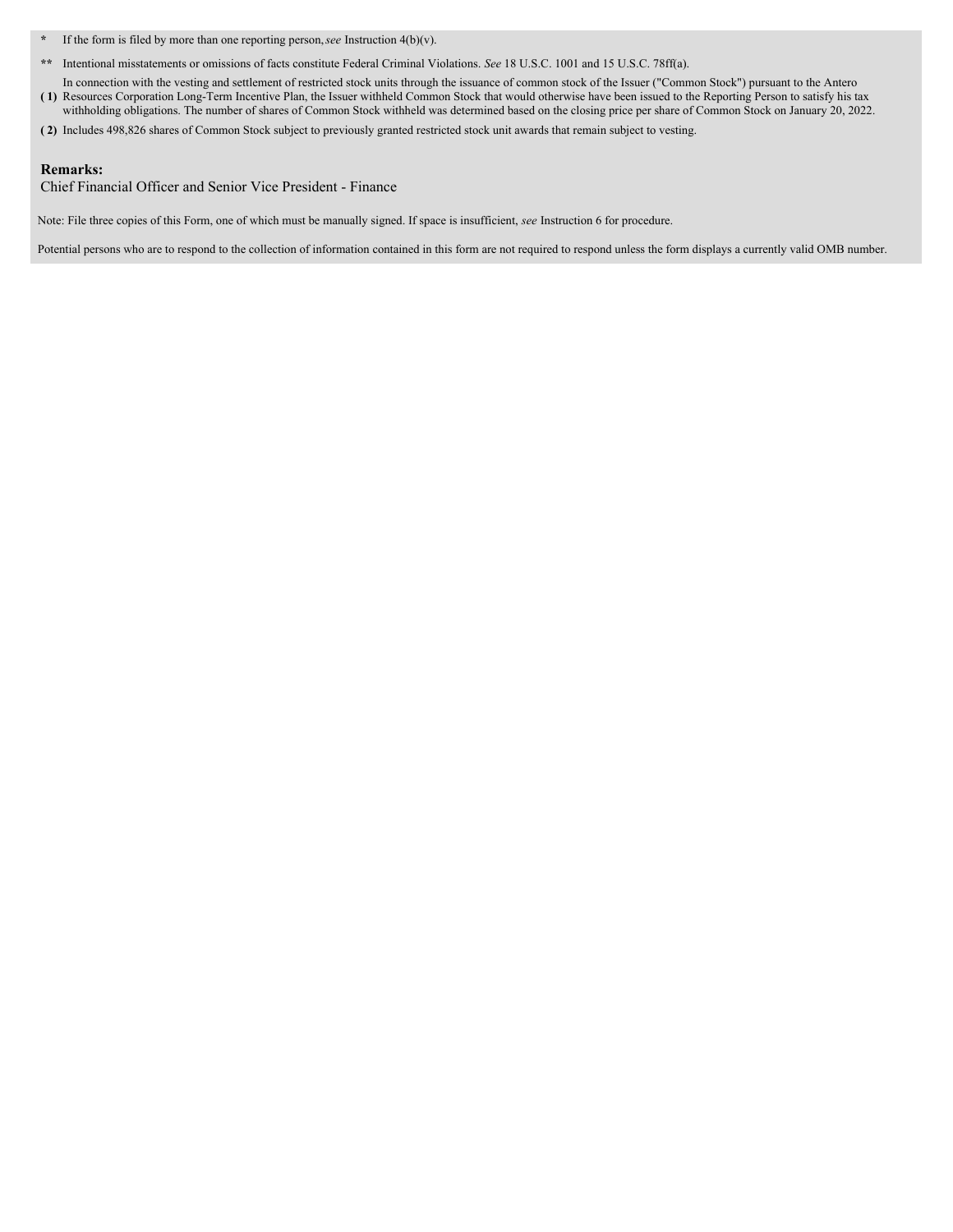\* If the form is filed by more than one reporting person, *see* Instruction 4(b)(v).

\*\* Intentional misstatements or omissions of facts constitute Federal Criminal Violations. *See* 18 U.S.C. 1001 and 15 U.S.C. 78ff(a).

**( 1)** In connection with the vesting and settlement of restricted stock units through the issuance of common stock of the Issuer ("Common Stock") pursuant to the Antero Resources Corporation Long-Term Incentive Plan, the Issuer withheld Common Stock that would otherwise have been issued to the Reporting Person to satisfy his tax withholding obligations. The number of shares of Common Stock withheld was determined based on the closing price per share of Common Stock on January 20, 2022.

**( 2)** Includes 498,826 shares of Common Stock subject to previously granted restricted stock unit awards that remain subject to vesting.

**Remarks:**

Chief Financial Officer and Senior Vice President - Finance

Note: File three copies of this Form, one of which must be manually signed. If space is insufficient, *see* Instruction 6 for procedure.

Potential persons who are to respond to the collection of information contained in this form are not required to respond unless the form displays a currently valid OMB number.